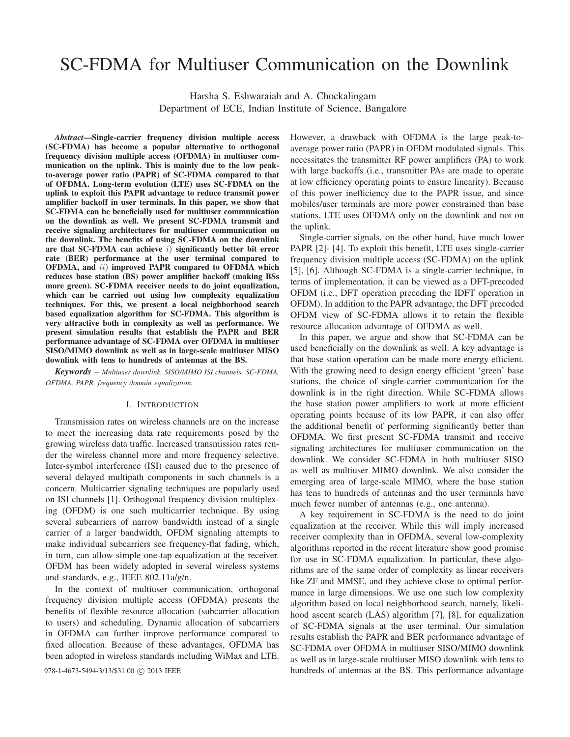# SC-FDMA for Multiuser Communication on the Downlink

Harsha S. Eshwaraiah and A. Chockalingam
Department of ECE, Indian Institute of Science, Bangalore

***Abstract*—Single-carrier frequency division multiple access (SC-FDMA) has become a popular alternative to orthogonal frequency division multiple access (OFDMA) in multiuser communication on the uplink. This is mainly due to the low peak-to-average power ratio (PAPR) of SC-FDMA compared to that of OFDMA. Long-term evolution (LTE) uses SC-FDMA on the uplink to exploit this PAPR advantage to reduce transmit power amplifier backoff in user terminals. In this paper, we show that SC-FDMA can be beneficially used for multiuser communication on the downlink as well. We present SC-FDMA transmit and receive signaling architectures for multiuser communication on the downlink. The benefits of using SC-FDMA on the downlink are that SC-FDMA can achieve *i*) significantly better bit error rate (BER) performance at the user terminal compared to OFDMA, and *ii*) improved PAPR compared to OFDMA which reduces base station (BS) power amplifier backoff (making BSs more green). SC-FDMA receiver needs to do joint equalization, which can be carried out using low complexity equalization techniques. For this, we present a local neighborhood search based equalization algorithm for SC-FDMA. This algorithm is very attractive both in complexity as well as performance. We present simulation results that establish the PAPR and BER performance advantage of SC-FDMA over OFDMA in multiuser SISO/MIMO downlink as well as in large-scale multiuser MISO downlink with tens to hundreds of antennas at the BS.**

***Keywords*** – *Multiuser downlink, SISO/MIMO ISI channels, SC-FDMA, OFDMA, PAPR, frequency domain equalization.*

## I. Introduction

Transmission rates on wireless channels are on the increase to meet the increasing data rate requirements posed by the growing wireless data traffic. Increased transmission rates render the wireless channel more and more frequency selective. Inter-symbol interference (ISI) caused due to the presence of several delayed multipath components in such channels is a concern. Multicarrier signaling techniques are popularly used on ISI channels [1]. Orthogonal frequency division multiplexing (OFDM) is one such multicarrier technique. By using several subcarriers of narrow bandwidth instead of a single carrier of a larger bandwidth, OFDM signaling attempts to make individual subcarriers see frequency-flat fading, which, in turn, can allow simple one-tap equalization at the receiver. OFDM has been widely adopted in several wireless systems and standards, e.g., IEEE 802.11a/g/n.

In the context of multiuser communication, orthogonal frequency division multiple access (OFDMA) presents the benefits of flexible resource allocation (subcarrier allocation to users) and scheduling. Dynamic allocation of subcarriers in OFDMA can further improve performance compared to fixed allocation. Because of these advantages, OFDMA has been adopted in wireless standards including WiMax and LTE.

978-1-4673-5494-3/13/$31.00 © 2013 IEEE

However, a drawback with OFDMA is the large peak-to-average power ratio (PAPR) in OFDM modulated signals. This necessitates the transmitter RF power amplifiers (PA) to work with large backoffs (i.e., transmitter PAs are made to operate at low efficiency operating points to ensure linearity). Because of this power inefficiency due to the PAPR issue, and since mobiles/user terminals are more power constrained than base stations, LTE uses OFDMA only on the downlink and not on the uplink.

Single-carrier signals, on the other hand, have much lower PAPR [2]- [4]. To exploit this benefit, LTE uses single-carrier frequency division multiple access (SC-FDMA) on the uplink [5], [6]. Although SC-FDMA is a single-carrier technique, in terms of implementation, it can be viewed as a DFT-precoded OFDM (i.e., DFT operation preceding the IDFT operation in OFDM). In addition to the PAPR advantage, the DFT precoded OFDM view of SC-FDMA allows it to retain the flexible resource allocation advantage of OFDMA as well.

In this paper, we argue and show that SC-FDMA can be used beneficially on the downlink as well. A key advantage is that base station operation can be made more energy efficient. With the growing need to design energy efficient 'green' base stations, the choice of single-carrier communication for the downlink is in the right direction. While SC-FDMA allows the base station power amplifiers to work at more efficient operating points because of its low PAPR, it can also offer the additional benefit of performing significantly better than OFDMA. We first present SC-FDMA transmit and receive signaling architectures for multiuser communication on the downlink. We consider SC-FDMA in both multiuser SISO as well as multiuser MIMO downlink. We also consider the emerging area of large-scale MIMO, where the base station has tens to hundreds of antennas and the user terminals have much fewer number of antennas (e.g., one antenna).

A key requirement in SC-FDMA is the need to do joint equalization at the receiver. While this will imply increased receiver complexity than in OFDMA, several low-complexity algorithms reported in the recent literature show good promise for use in SC-FDMA equalization. In particular, these algorithms are of the same order of complexity as linear receivers like ZF and MMSE, and they achieve close to optimal performance in large dimensions. We use one such low complexity algorithm based on local neighborhood search, namely, likelihood ascent search (LAS) algorithm [7], [8], for equalization of SC-FDMA signals at the user terminal. Our simulation results establish the PAPR and BER performance advantage of SC-FDMA over OFDMA in multiuser SISO/MIMO downlink as well as in large-scale multiuser MISO downlink with tens to hundreds of antennas at the BS. This performance advantage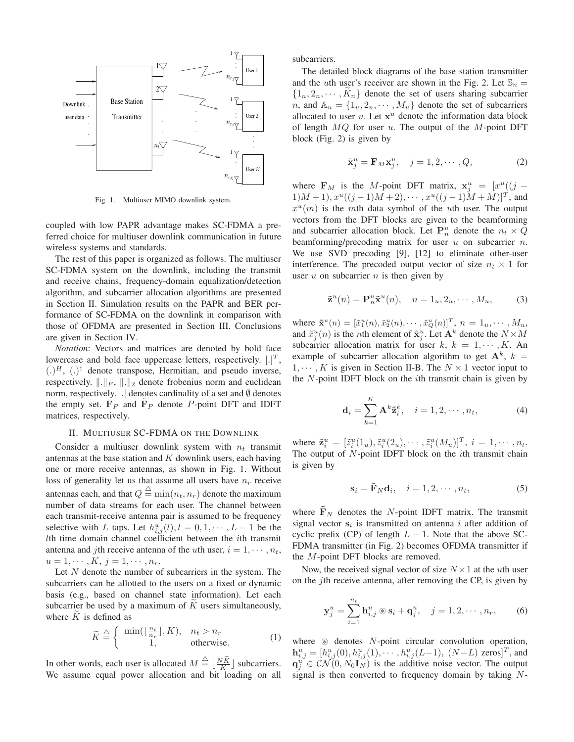Fig. 1. Multiuser MIMO downlink system.

coupled with low PAPR advantage makes SC-FDMA a preferred choice for multiuser downlink communication in future wireless systems and standards.

The rest of this paper is organized as follows. The multiuser SC-FDMA system on the downlink, including the transmit and receive chains, frequency-domain equalization/detection algorithm, and subcarrier allocation algorithms are presented in Section II. Simulation results on the PAPR and BER performance of SC-FDMA on the downlink in comparison with those of OFDMA are presented in Section III. Conclusions are given in Section IV.

*Notation*: Vectors and matrices are denoted by bold face lowercase and bold face uppercase letters, respectively. $[.]^T$, $(.)^H$, $(.)^\dagger$ denote transpose, Hermitian, and pseudo inverse, respectively. $\|.\|_F$, $\|.\|_2$ denote frobenius norm and euclidean norm, respectively. $|.|$ denotes cardinality of a set and $\emptyset$ denotes the empty set. $\mathbf{F}_P$ and $\tilde{\mathbf{F}}_P$ denote $P$-point DFT and IDFT matrices, respectively.

## II. Multiuser SC-FDMA on the Downlink

Consider a multiuser downlink system with $n_t$ transmit antennas at the base station and $K$ downlink users, each having one or more receive antennas, as shown in Fig. 1. Without loss of generality let us that assume all users have $n_r$ receive antennas each, and that $Q \stackrel{\triangle}{=} \min(n_t, n_r)$ denote the maximum number of data streams for each user. The channel between each transmit-receive antenna pair is assumed to be frequency selective with $L$ taps. Let $h_{i,j}^u(l), l = 0, 1, \cdots, L-1$ be the $l$th time domain channel coefficient between the $i$th transmit antenna and $j$th receive antenna of the $u$th user, $i = 1, \cdots, n_t$, $u = 1, \cdots, K$, $j = 1, \cdots, n_r$.

Let $N$ denote the number of subcarriers in the system. The subcarriers can be allotted to the users on a fixed or dynamic basis (e.g., based on channel state information). Let each subcarrier be used by a maximum of $\widetilde{K}$ users simultaneously, where $\widetilde{K}$ is defined as

$$\widetilde{K} \stackrel{\triangle}{=} \begin{cases} \min(\lfloor \frac{n_t}{n_r} \rfloor, K), & n_t > n_r \\ 1, & \text{otherwise.} \end{cases} \tag{1}$$

In other words, each user is allocated $M \stackrel{\triangle}{=} \lfloor \frac{N\widetilde{K}}{K} \rfloor$ subcarriers. We assume equal power allocation and bit loading on all subcarriers.

The detailed block diagrams of the base station transmitter and the $u$th user's receiver are shown in the Fig. 2. Let $\mathbb{S}_n = \{1_n, 2_n, \cdots, \widetilde{K}_n\}$ denote the set of users sharing subcarrier $n$, and $\mathbb{A}_u = \{1_u, 2_u, \cdots, M_u\}$ denote the set of subcarriers allocated to user $u$. Let $\mathbf{x}^u$ denote the information data block of length $MQ$ for user $u$. The output of the $M$-point DFT block (Fig. 2) is given by

$$\tilde{\mathbf{x}}_j^u = \mathbf{F}_M \mathbf{x}_j^u, \quad j = 1, 2, \cdots, Q, \tag{2}$$

where $\mathbf{F}_M$ is the $M$-point DFT matrix, $\mathbf{x}_j^u = [x^u((j-1)M+1), x^u((j-1)M+2), \cdots, x^u((j-1)M+M)]^T$, and $x^u(m)$ is the $m$th data symbol of the $u$th user. The output vectors from the DFT blocks are given to the beamforming and subcarrier allocation block. Let $\mathbf{P}_n^u$ denote the $n_t \times Q$ beamforming/precoding matrix for user $u$ on subcarrier $n$. We use SVD precoding [9], [12] to eliminate other-user interference. The precoded output vector of size $n_t \times 1$ for user $u$ on subcarrier $n$ is then given by

$$\tilde{\mathbf{z}}^u(n) = \mathbf{P}_n^u \tilde{\mathbf{x}}^u(n), \quad n = 1_u, 2_u, \cdots, M_u, \tag{3}$$

where $\tilde{\mathbf{x}}^u(n) = [\tilde{x}_1^u(n), \tilde{x}_2^u(n), \cdots, \tilde{x}_Q^u(n)]^T$, $n = 1_u, \cdots, M_u$, and $\tilde{x}_j^u(n)$ is the $n$th element of $\tilde{\mathbf{x}}_j^u$. Let $\mathbf{A}^k$ denote the $N \times M$ subcarrier allocation matrix for user $k$, $k = 1, \cdots, K$. An example of subcarrier allocation algorithm to get $\mathbf{A}^k$, $k = 1, \cdots, K$ is given in Section II-B. The $N \times 1$ vector input to the $N$-point IDFT block on the $i$th transmit chain is given by

$$\mathbf{d}_i = \sum_{k=1}^{K} \mathbf{A}^k \tilde{\mathbf{z}}_i^k, \quad i = 1, 2, \cdots, n_t, \tag{4}$$

where $\tilde{\mathbf{z}}_i^u = [\tilde{z}_i^u(1_u), \tilde{z}_i^u(2_u), \cdots, \tilde{z}_i^u(M_u)]^T$, $i = 1, \cdots, n_t$. The output of $N$-point IDFT block on the $i$th transmit chain is given by

$$\mathbf{s}_i = \tilde{\mathbf{F}}_N \mathbf{d}_i, \quad i = 1, 2, \cdots, n_t, \tag{5}$$

where $\tilde{\mathbf{F}}_N$ denotes the $N$-point IDFT matrix. The transmit signal vector $\mathbf{s}_i$ is transmitted on antenna $i$ after addition of cyclic prefix (CP) of length $L-1$. Note that the above SC-FDMA transmitter (in Fig. 2) becomes OFDMA transmitter if the $M$-point DFT blocks are removed.

Now, the received signal vector of size $N \times 1$ at the $u$th user on the $j$th receive antenna, after removing the CP, is given by

$$\mathbf{y}_j^u = \sum_{i=1}^{n_t} \mathbf{h}_{i,j}^u \circledast \mathbf{s}_i + \mathbf{q}_j^u, \quad j = 1, 2, \cdots, n_r, \tag{6}$$

where $\circledast$ denotes $N$-point circular convolution operation, $\mathbf{h}_{i,j}^u = [h_{i,j}^u(0), h_{i,j}^u(1), \cdots, h_{i,j}^u(L-1),\ (N-L) \text{ zeros}]^T$, and $\mathbf{q}_j^u \in \mathcal{CN}(0, N_0 \mathbf{I}_N)$ is the additive noise vector. The output signal is then converted to frequency domain by taking $N$-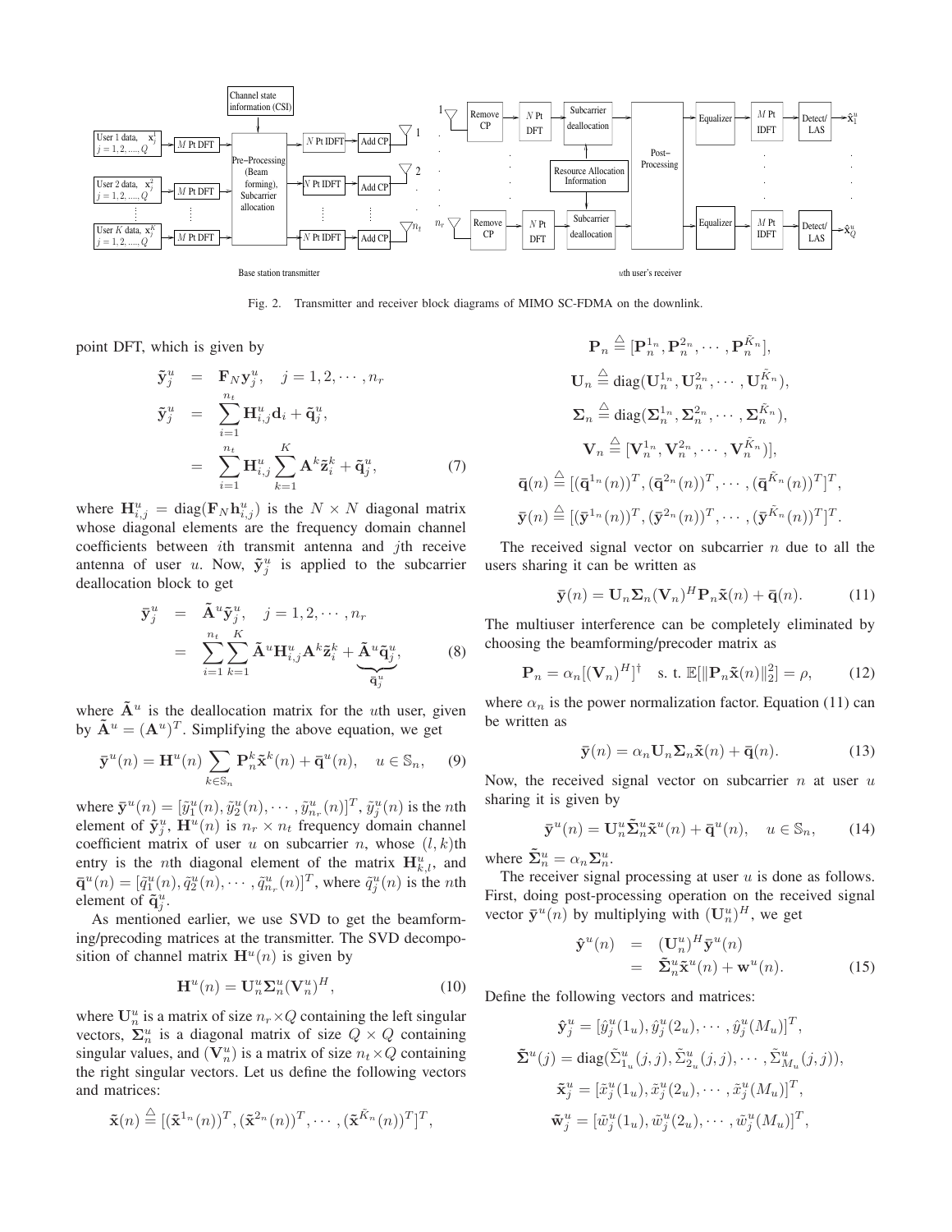Fig. 2. Transmitter and receiver block diagrams of MIMO SC-FDMA on the downlink.

point DFT, which is given by

$$
\begin{aligned}
\tilde{\mathbf{y}}_j^u &= \mathbf{F}_N \mathbf{y}_j^u, \quad j = 1, 2, \cdots, n_r \\
\tilde{\mathbf{y}}_j^u &= \sum_{i=1}^{n_t} \mathbf{H}_{i,j}^u \mathbf{d}_i + \tilde{\mathbf{q}}_j^u, \\
&= \sum_{i=1}^{n_t} \mathbf{H}_{i,j}^u \sum_{k=1}^{K} \mathbf{A}^k \tilde{\mathbf{z}}_i^k + \tilde{\mathbf{q}}_j^u, \qquad (7)
\end{aligned}
$$

where $\mathbf{H}_{i,j}^u = \text{diag}(\mathbf{F}_N \mathbf{h}_{i,j}^u)$ is the $N \times N$ diagonal matrix whose diagonal elements are the frequency domain channel coefficients between $i$th transmit antenna and $j$th receive antenna of user $u$. Now, $\tilde{\mathbf{y}}_j^u$ is applied to the subcarrier deallocation block to get

$$
\begin{aligned}
\bar{\mathbf{y}}_j^u &= \tilde{\mathbf{A}}^u \tilde{\mathbf{y}}_j^u, \quad j = 1, 2, \cdots, n_r \\
&= \sum_{i=1}^{n_t} \sum_{k=1}^{K} \tilde{\mathbf{A}}^u \mathbf{H}_{i,j}^u \mathbf{A}^k \tilde{\mathbf{z}}_i^k + \underbrace{\tilde{\mathbf{A}}^u \tilde{\mathbf{q}}_j^u}_{\bar{\mathbf{q}}_j^u}, \qquad (8)
\end{aligned}
$$

where $\tilde{\mathbf{A}}^u$ is the deallocation matrix for the $u$th user, given by $\tilde{\mathbf{A}}^u = (\mathbf{A}^u)^T$. Simplifying the above equation, we get

$$
\bar{\mathbf{y}}^u(n) = \mathbf{H}^u(n) \sum_{k \in \mathbb{S}_n} \mathbf{P}_n^k \tilde{\mathbf{x}}^k(n) + \bar{\mathbf{q}}^u(n), \quad u \in \mathbb{S}_n, \qquad (9)
$$

where $\bar{\mathbf{y}}^u(n) = [\tilde{y}_1^u(n), \tilde{y}_2^u(n), \cdots, \tilde{y}_{n_r}^u(n)]^T$, $\tilde{y}_j^u(n)$ is the $n$th element of $\tilde{\mathbf{y}}_j^u$, $\mathbf{H}^u(n)$ is $n_r \times n_t$ frequency domain channel coefficient matrix of user $u$ on subcarrier $n$, whose $(l,k)$th entry is the $n$th diagonal element of the matrix $\mathbf{H}_{k,l}^u$, and $\bar{\mathbf{q}}^u(n) = [\tilde{q}_1^u(n), \tilde{q}_2^u(n), \cdots, \tilde{q}_{n_r}^u(n)]^T$, where $\tilde{q}_j^u(n)$ is the $n$th element of $\tilde{\mathbf{q}}_j^u$.

As mentioned earlier, we use SVD to get the beamforming/precoding matrices at the transmitter. The SVD decomposition of channel matrix $\mathbf{H}^u(n)$ is given by

$$
\mathbf{H}^u(n) = \mathbf{U}_n^u \mathbf{\Sigma}_n^u (\mathbf{V}_n^u)^H, \qquad (10)
$$

where $\mathbf{U}_n^u$ is a matrix of size $n_r \times Q$ containing the left singular vectors, $\mathbf{\Sigma}_n^u$ is a diagonal matrix of size $Q \times Q$ containing singular values, and $(\mathbf{V}_n^u)$ is a matrix of size $n_t \times Q$ containing the right singular vectors. Let us define the following vectors and matrices:

$$
\begin{aligned}
\tilde{\mathbf{x}}(n) &\triangleq [(\tilde{\mathbf{x}}^{1_n}(n))^T, (\tilde{\mathbf{x}}^{2_n}(n))^T, \cdots, (\tilde{\mathbf{x}}^{\tilde{K}_n}(n))^T]^T, \\
\mathbf{P}_n &\triangleq [\mathbf{P}_n^{1_n}, \mathbf{P}_n^{2_n}, \cdots, \mathbf{P}_n^{\tilde{K}_n}], \\
\mathbf{U}_n &\triangleq \text{diag}(\mathbf{U}_n^{1_n}, \mathbf{U}_n^{2_n}, \cdots, \mathbf{U}_n^{\tilde{K}_n}), \\
\mathbf{\Sigma}_n &\triangleq \text{diag}(\mathbf{\Sigma}_n^{1_n}, \mathbf{\Sigma}_n^{2_n}, \cdots, \mathbf{\Sigma}_n^{\tilde{K}_n}), \\
\mathbf{V}_n &\triangleq [\mathbf{V}_n^{1_n}, \mathbf{V}_n^{2_n}, \cdots, \mathbf{V}_n^{\tilde{K}_n})], \\
\bar{\mathbf{q}}(n) &\triangleq [(\bar{\mathbf{q}}^{1_n}(n))^T, (\bar{\mathbf{q}}^{2_n}(n))^T, \cdots, (\bar{\mathbf{q}}^{\tilde{K}_n}(n))^T]^T, \\
\bar{\mathbf{y}}(n) &\triangleq [(\bar{\mathbf{y}}^{1_n}(n))^T, (\bar{\mathbf{y}}^{2_n}(n))^T, \cdots, (\bar{\mathbf{y}}^{\tilde{K}_n}(n))^T]^T.
\end{aligned}
$$

The received signal vector on subcarrier $n$ due to all the users sharing it can be written as

$$
\bar{\mathbf{y}}(n) = \mathbf{U}_n \mathbf{\Sigma}_n (\mathbf{V}_n)^H \mathbf{P}_n \tilde{\mathbf{x}}(n) + \bar{\mathbf{q}}(n). \qquad (11)
$$

The multiuser interference can be completely eliminated by choosing the beamforming/precoder matrix as

$$
\mathbf{P}_n = \alpha_n [(\mathbf{V}_n)^H]^\dagger \quad \text{s. t. } \mathbb{E}[\|\mathbf{P}_n \tilde{\mathbf{x}}(n)\|_2^2] = \rho, \qquad (12)
$$

where $\alpha_n$ is the power normalization factor. Equation (11) can be written as

$$
\bar{\mathbf{y}}(n) = \alpha_n \mathbf{U}_n \mathbf{\Sigma}_n \tilde{\mathbf{x}}(n) + \bar{\mathbf{q}}(n). \qquad (13)
$$

Now, the received signal vector on subcarrier $n$ at user $u$ sharing it is given by

$$
\bar{\mathbf{y}}^u(n) = \mathbf{U}_n^u \tilde{\mathbf{\Sigma}}_n^u \tilde{\mathbf{x}}^u(n) + \bar{\mathbf{q}}^u(n), \quad u \in \mathbb{S}_n, \qquad (14)
$$

where $\tilde{\mathbf{\Sigma}}_n^u = \alpha_n \mathbf{\Sigma}_n^u$.

The receiver signal processing at user $u$ is done as follows. First, doing post-processing operation on the received signal vector $\bar{\mathbf{y}}^u(n)$ by multiplying with $(\mathbf{U}_n^u)^H$, we get

$$
\begin{aligned}
\hat{\mathbf{y}}^u(n) &= (\mathbf{U}_n^u)^H \bar{\mathbf{y}}^u(n) \\
&= \tilde{\mathbf{\Sigma}}_n^u \tilde{\mathbf{x}}^u(n) + \mathbf{w}^u(n). \qquad (15)
\end{aligned}
$$

Define the following vectors and matrices:

$$
\begin{aligned}
\hat{\mathbf{y}}_j^u &= [\hat{y}_j^u(1_u), \hat{y}_j^u(2_u), \cdots, \hat{y}_j^u(M_u)]^T, \\
\tilde{\mathbf{\Sigma}}^u(j) &= \text{diag}(\tilde{\Sigma}_{1_u}^u(j,j), \tilde{\Sigma}_{2_u}^u(j,j), \cdots, \tilde{\Sigma}_{M_u}^u(j,j)), \\
\tilde{\mathbf{x}}_j^u &= [\tilde{x}_j^u(1_u), \tilde{x}_j^u(2_u), \cdots, \tilde{x}_j^u(M_u)]^T, \\
\tilde{\mathbf{w}}_j^u &= [\tilde{w}_j^u(1_u), \tilde{w}_j^u(2_u), \cdots, \tilde{w}_j^u(M_u)]^T,
\end{aligned}
$$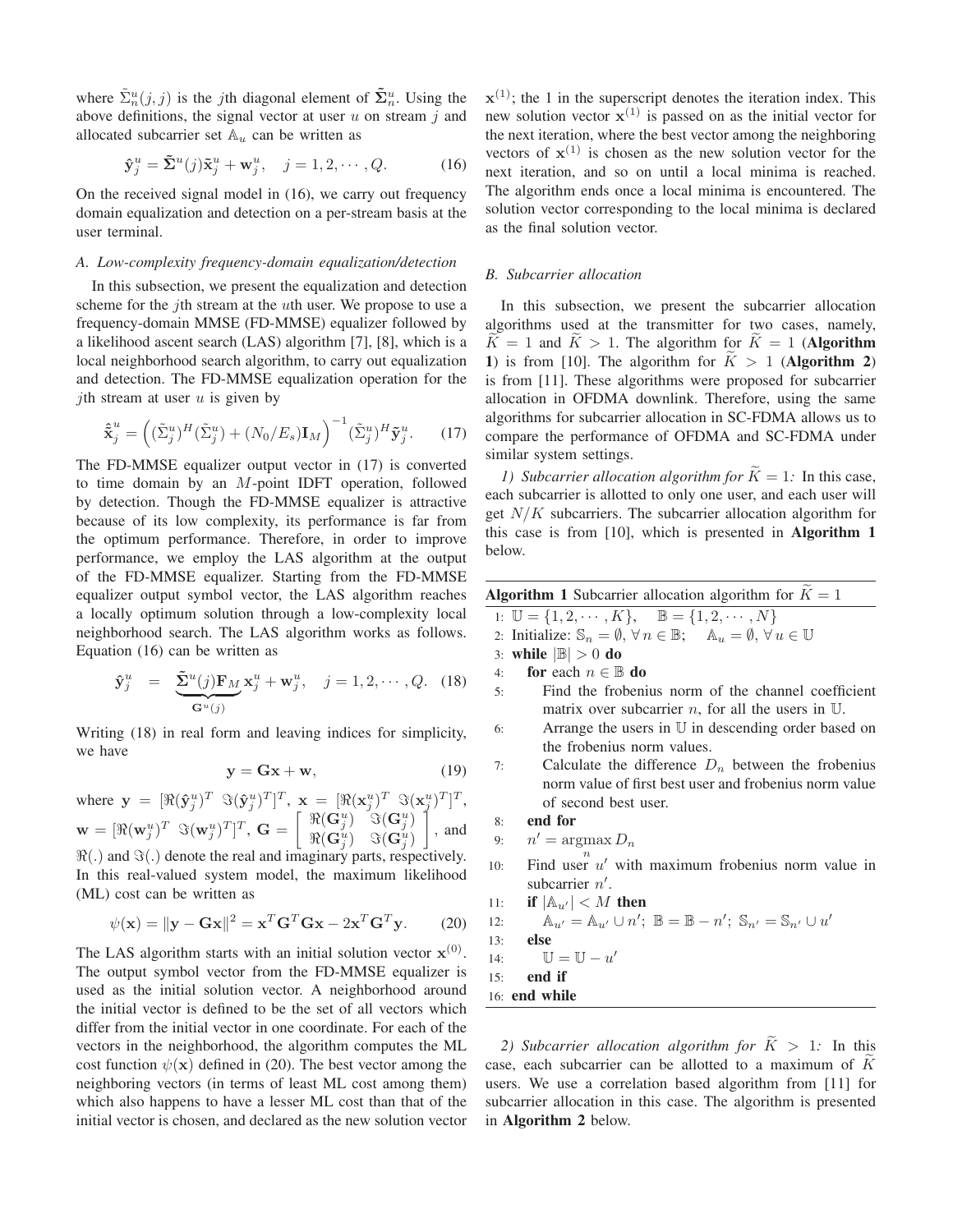where $\tilde{\Sigma}_n^u(j,j)$ is the $j$th diagonal element of $\tilde{\mathbf{\Sigma}}_n^u$. Using the above definitions, the signal vector at user $u$ on stream $j$ and allocated subcarrier set $\mathbb{A}_u$ can be written as

$$\hat{\mathbf{y}}_j^u = \tilde{\mathbf{\Sigma}}^u(j)\tilde{\mathbf{x}}_j^u + \mathbf{w}_j^u, \quad j = 1, 2, \cdots, Q. \tag{16}$$

On the received signal model in (16), we carry out frequency domain equalization and detection on a per-stream basis at the user terminal.

### *A. Low-complexity frequency-domain equalization/detection*

In this subsection, we present the equalization and detection scheme for the $j$th stream at the $u$th user. We propose to use a frequency-domain MMSE (FD-MMSE) equalizer followed by a likelihood ascent search (LAS) algorithm [7], [8], which is a local neighborhood search algorithm, to carry out equalization and detection. The FD-MMSE equalization operation for the $j$th stream at user $u$ is given by

$$\hat{\tilde{\mathbf{x}}}_j^u = \left( (\tilde{\Sigma}_j^u)^H (\tilde{\Sigma}_j^u) + (N_0/E_s)\mathbf{I}_M \right)^{-1} (\tilde{\Sigma}_j^u)^H \tilde{\mathbf{y}}_j^u. \tag{17}$$

The FD-MMSE equalizer output vector in (17) is converted to time domain by an $M$-point IDFT operation, followed by detection. Though the FD-MMSE equalizer is attractive because of its low complexity, its performance is far from the optimum performance. Therefore, in order to improve performance, we employ the LAS algorithm at the output of the FD-MMSE equalizer. Starting from the FD-MMSE equalizer output symbol vector, the LAS algorithm reaches a locally optimum solution through a low-complexity local neighborhood search. The LAS algorithm works as follows. Equation (16) can be written as

$$\hat{\mathbf{y}}_j^u = \underbrace{\tilde{\mathbf{\Sigma}}^u(j)\mathbf{F}_M}_{\mathbf{G}^u(j)} \mathbf{x}_j^u + \mathbf{w}_j^u, \quad j = 1, 2, \cdots, Q. \tag{18}$$

Writing (18) in real form and leaving indices for simplicity, we have

$$\mathbf{y} = \mathbf{G}\mathbf{x} + \mathbf{w}, \tag{19}$$

where $\mathbf{y} = [\Re(\hat{\mathbf{y}}_j^u)^T \ \Im(\hat{\mathbf{y}}_j^u)^T]^T$, $\mathbf{x} = [\Re(\mathbf{x}_j^u)^T \ \Im(\mathbf{x}_j^u)^T]^T$, $\mathbf{w} = [\Re(\mathbf{w}_j^u)^T \ \Im(\mathbf{w}_j^u)^T]^T$, $\mathbf{G} = \begin{bmatrix} \Re(\mathbf{G}_j^u) & \Im(\mathbf{G}_j^u) \\ \Re(\mathbf{G}_j^u) & \Im(\mathbf{G}_j^u) \end{bmatrix}$, and $\Re(.)$ and $\Im(.)$ denote the real and imaginary parts, respectively. In this real-valued system model, the maximum likelihood (ML) cost can be written as

$$\psi(\mathbf{x}) = \|\mathbf{y} - \mathbf{G}\mathbf{x}\|^2 = \mathbf{x}^T\mathbf{G}^T\mathbf{G}\mathbf{x} - 2\mathbf{x}^T\mathbf{G}^T\mathbf{y}. \tag{20}$$

The LAS algorithm starts with an initial solution vector $\mathbf{x}^{(0)}$. The output symbol vector from the FD-MMSE equalizer is used as the initial solution vector. A neighborhood around the initial vector is defined to be the set of all vectors which differ from the initial vector in one coordinate. For each of the vectors in the neighborhood, the algorithm computes the ML cost function $\psi(\mathbf{x})$ defined in (20). The best vector among the neighboring vectors (in terms of least ML cost among them) which also happens to have a lesser ML cost than that of the initial vector is chosen, and declared as the new solution vector $\mathbf{x}^{(1)}$; the 1 in the superscript denotes the iteration index. This new solution vector $\mathbf{x}^{(1)}$ is passed on as the initial vector for the next iteration, where the best vector among the neighboring vectors of $\mathbf{x}^{(1)}$ is chosen as the new solution vector for the next iteration, and so on until a local minima is reached. The algorithm ends once a local minima is encountered. The solution vector corresponding to the local minima is declared as the final solution vector.

### *B. Subcarrier allocation*

In this subsection, we present the subcarrier allocation algorithms used at the transmitter for two cases, namely, $\widetilde{K} = 1$ and $\widetilde{K} > 1$. The algorithm for $\widetilde{K} = 1$ (**Algorithm 1**) is from [10]. The algorithm for $\widetilde{K} > 1$ (**Algorithm 2**) is from [11]. These algorithms were proposed for subcarrier allocation in OFDMA downlink. Therefore, using the same algorithms for subcarrier allocation in SC-FDMA allows us to compare the performance of OFDMA and SC-FDMA under similar system settings.

*1) Subcarrier allocation algorithm for $\widetilde{K} = 1$:* In this case, each subcarrier is allotted to only one user, and each user will get $N/K$ subcarriers. The subcarrier allocation algorithm for this case is from [10], which is presented in **Algorithm 1** below.

**Algorithm 1** Subcarrier allocation algorithm for $\widetilde{K} = 1$

```
1:  U = {1, 2, ···, K},    B = {1, 2, ···, N}
2:  Initialize: S_n = ∅, ∀ n ∈ B;    A_u = ∅, ∀ u ∈ U
3:  while |B| > 0 do
4:      for each n ∈ B do
5:          Find the frobenius norm of the channel coefficient
            matrix over subcarrier n, for all the users in U.
6:          Arrange the users in U in descending order based on
            the frobenius norm values.
7:          Calculate the difference D_n between the frobenius
            norm value of first best user and frobenius norm value
            of second best user.
8:      end for
9:      n' = argmax_n D_n
10:     Find user u' with maximum frobenius norm value in
        subcarrier n'.
11:     if |A_u'| < M then
12:         A_u' = A_u' ∪ n';  B = B − n';  S_n' = S_n' ∪ u'
13:     else
14:         U = U − u'
15:     end if
16: end while
```

*2) Subcarrier allocation algorithm for $\widetilde{K} > 1$:* In this case, each subcarrier can be allotted to a maximum of $\widetilde{K}$ users. We use a correlation based algorithm from [11] for subcarrier allocation in this case. The algorithm is presented in **Algorithm 2** below.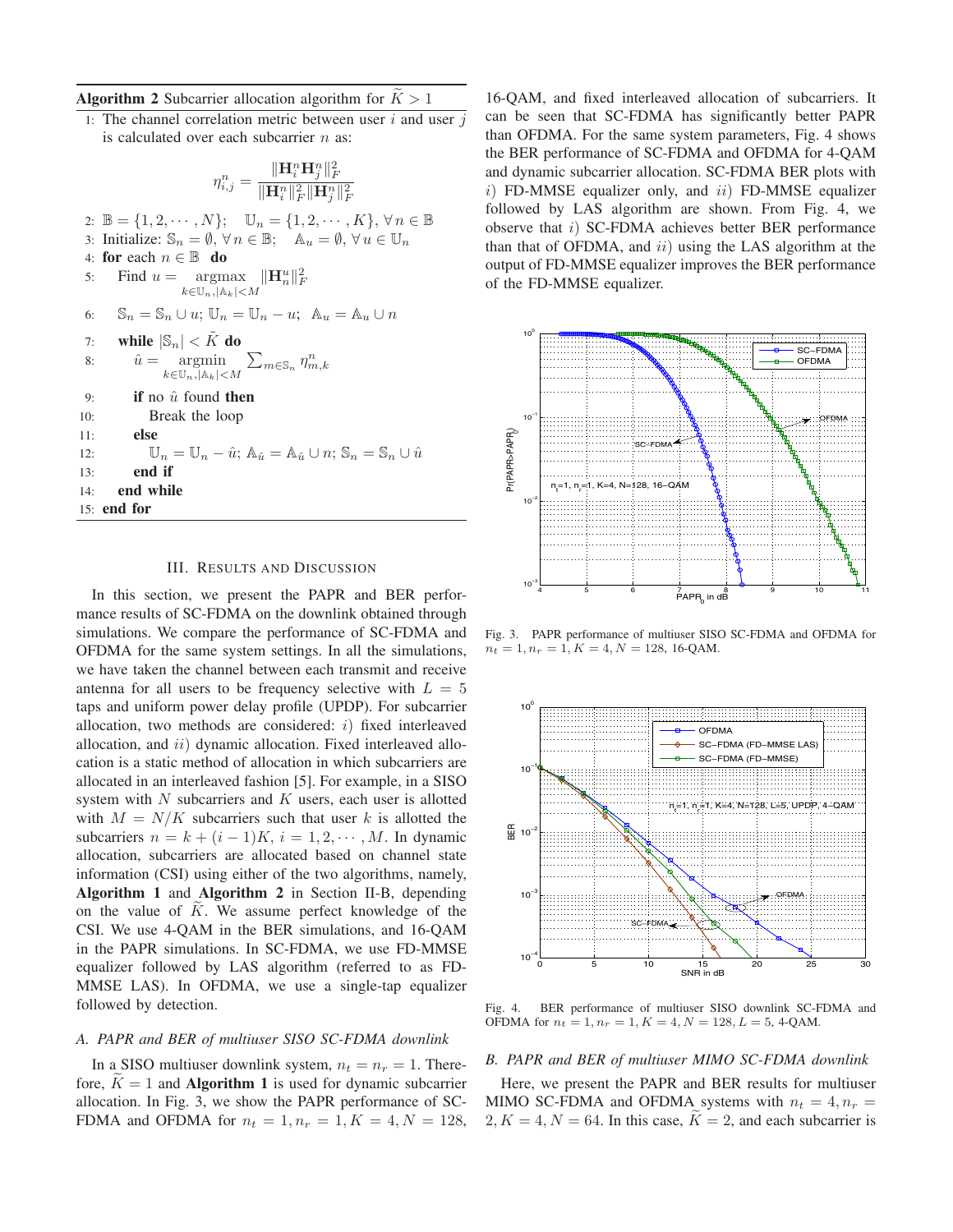**Algorithm 2** Subcarrier allocation algorithm for $\widetilde{K} > 1$

1: The channel correlation metric between user $i$ and user $j$ is calculated over each subcarrier $n$ as:

$$\eta_{i,j}^n = \frac{\|\mathbf{H}_i^n \mathbf{H}_j^n\|_F^2}{\|\mathbf{H}_i^n\|_F^2 \|\mathbf{H}_j^n\|_F^2}$$

2: $\mathbb{B} = \{1, 2, \cdots, N\}$; $\quad \mathbb{U}_n = \{1, 2, \cdots, K\}, \forall n \in \mathbb{B}$

3: Initialize: $\mathbb{S}_n = \emptyset, \forall n \in \mathbb{B}$; $\quad \mathbb{A}_u = \emptyset, \forall u \in \mathbb{U}_n$

4: **for** each $n \in \mathbb{B}$ **do**

5: $\quad$ Find $u = \underset{k \in \mathbb{U}_n, |\mathbb{A}_k| < M}{\text{argmax}} \|\mathbf{H}_n^u\|_F^2$

6: $\quad \mathbb{S}_n = \mathbb{S}_n \cup u$; $\mathbb{U}_n = \mathbb{U}_n - u$; $\mathbb{A}_u = \mathbb{A}_u \cup n$

7: $\quad$ **while** $|\mathbb{S}_n| < \widetilde{K}$ **do**

8: $\quad\quad \hat{u} = \underset{k \in \mathbb{U}_n, |\mathbb{A}_k| < M}{\text{argmin}} \sum_{m \in \mathbb{S}_n} \eta_{m,k}^n$

9: $\quad\quad$ **if** no $\hat{u}$ found **then**

10: $\quad\quad\quad$ Break the loop

11: $\quad\quad$ **else**

12: $\quad\quad\quad \mathbb{U}_n = \mathbb{U}_n - \hat{u}$; $\mathbb{A}_{\hat{u}} = \mathbb{A}_{\hat{u}} \cup n$; $\mathbb{S}_n = \mathbb{S}_n \cup \hat{u}$

13: $\quad\quad$ **end if**

14: $\quad$ **end while**

15: **end for**

## III. Results and Discussion

In this section, we present the PAPR and BER performance results of SC-FDMA on the downlink obtained through simulations. We compare the performance of SC-FDMA and OFDMA for the same system settings. In all the simulations, we have taken the channel between each transmit and receive antenna for all users to be frequency selective with $L = 5$ taps and uniform power delay profile (UPDP). For subcarrier allocation, two methods are considered: $i)$ fixed interleaved allocation, and $ii)$ dynamic allocation. Fixed interleaved allocation is a static method of allocation in which subcarriers are allocated in an interleaved fashion [5]. For example, in a SISO system with $N$ subcarriers and $K$ users, each user is allotted with $M = N/K$ subcarriers such that user $k$ is allotted the subcarriers $n = k + (i-1)K$, $i = 1, 2, \cdots, M$. In dynamic allocation, subcarriers are allocated based on channel state information (CSI) using either of the two algorithms, namely, **Algorithm 1** and **Algorithm 2** in Section II-B, depending on the value of $\widetilde{K}$. We assume perfect knowledge of the CSI. We use 4-QAM in the BER simulations, and 16-QAM in the PAPR simulations. In SC-FDMA, we use FD-MMSE equalizer followed by LAS algorithm (referred to as FD-MMSE LAS). In OFDMA, we use a single-tap equalizer followed by detection.

### *A. PAPR and BER of multiuser SISO SC-FDMA downlink*

In a SISO multiuser downlink system, $n_t = n_r = 1$. Therefore, $\widetilde{K} = 1$ and **Algorithm 1** is used for dynamic subcarrier allocation. In Fig. 3, we show the PAPR performance of SC-FDMA and OFDMA for $n_t = 1, n_r = 1, K = 4, N = 128$, 16-QAM, and fixed interleaved allocation of subcarriers. It can be seen that SC-FDMA has significantly better PAPR than OFDMA. For the same system parameters, Fig. 4 shows the BER performance of SC-FDMA and OFDMA for 4-QAM and dynamic subcarrier allocation. SC-FDMA BER plots with $i)$ FD-MMSE equalizer only, and $ii)$ FD-MMSE equalizer followed by LAS algorithm are shown. From Fig. 4, we observe that $i)$ SC-FDMA achieves better BER performance than that of OFDMA, and $ii)$ using the LAS algorithm at the output of FD-MMSE equalizer improves the BER performance of the FD-MMSE equalizer.

Fig. 3. PAPR performance of multiuser SISO SC-FDMA and OFDMA for $n_t = 1, n_r = 1, K = 4, N = 128$, 16-QAM.

Fig. 4. BER performance of multiuser SISO downlink SC-FDMA and OFDMA for $n_t = 1, n_r = 1, K = 4, N = 128, L = 5$, 4-QAM.

### *B. PAPR and BER of multiuser MIMO SC-FDMA downlink*

Here, we present the PAPR and BER results for multiuser MIMO SC-FDMA and OFDMA systems with $n_t = 4, n_r = 2, K = 4, N = 64$. In this case, $\widetilde{K} = 2$, and each subcarrier is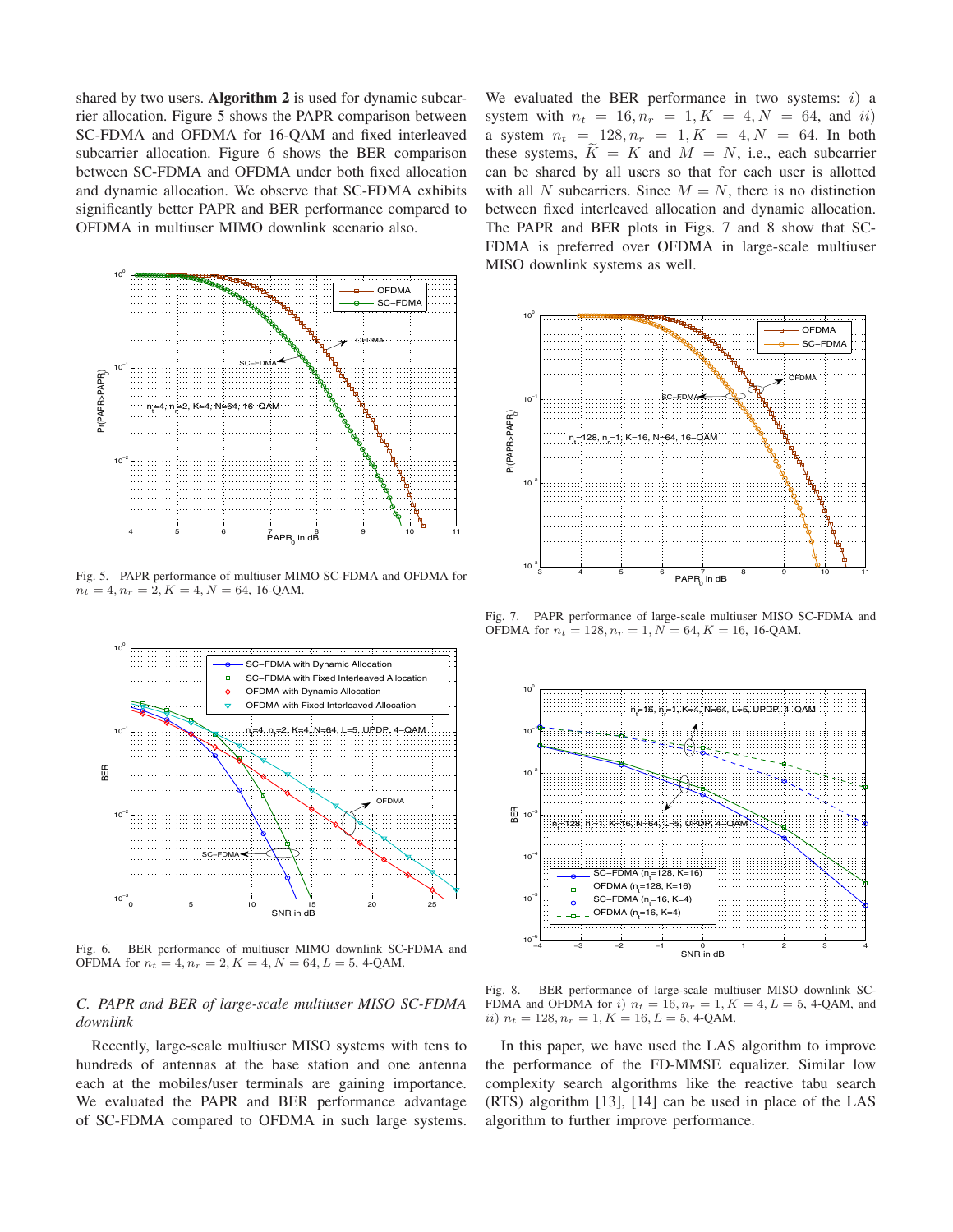shared by two users. **Algorithm 2** is used for dynamic subcarrier allocation. Figure 5 shows the PAPR comparison between SC-FDMA and OFDMA for 16-QAM and fixed interleaved subcarrier allocation. Figure 6 shows the BER comparison between SC-FDMA and OFDMA under both fixed allocation and dynamic allocation. We observe that SC-FDMA exhibits significantly better PAPR and BER performance compared to OFDMA in multiuser MIMO downlink scenario also.

Fig. 5. PAPR performance of multiuser MIMO SC-FDMA and OFDMA for $n_t = 4, n_r = 2, K = 4, N = 64$, 16-QAM.

Fig. 6. BER performance of multiuser MIMO downlink SC-FDMA and OFDMA for $n_t = 4, n_r = 2, K = 4, N = 64, L = 5$, 4-QAM.

### *C. PAPR and BER of large-scale multiuser MISO SC-FDMA downlink*

Recently, large-scale multiuser MISO systems with tens to hundreds of antennas at the base station and one antenna each at the mobiles/user terminals are gaining importance. We evaluated the PAPR and BER performance advantage of SC-FDMA compared to OFDMA in such large systems. We evaluated the BER performance in two systems: *i*) a system with $n_t = 16, n_r = 1, K = 4, N = 64$, and *ii*) a system $n_t = 128, n_r = 1, K = 4, N = 64$. In both these systems, $\widetilde{K} = K$ and $M = N$, i.e., each subcarrier can be shared by all users so that for each user is allotted with all $N$ subcarriers. Since $M = N$, there is no distinction between fixed interleaved allocation and dynamic allocation. The PAPR and BER plots in Figs. 7 and 8 show that SC-FDMA is preferred over OFDMA in large-scale multiuser MISO downlink systems as well.

Fig. 7. PAPR performance of large-scale multiuser MISO SC-FDMA and OFDMA for $n_t = 128, n_r = 1, N = 64, K = 16$, 16-QAM.

Fig. 8. BER performance of large-scale multiuser MISO downlink SC-FDMA and OFDMA for *i*) $n_t = 16, n_r = 1, K = 4, L = 5$, 4-QAM, and *ii*) $n_t = 128, n_r = 1, K = 16, L = 5$, 4-QAM.

In this paper, we have used the LAS algorithm to improve the performance of the FD-MMSE equalizer. Similar low complexity search algorithms like the reactive tabu search (RTS) algorithm [13], [14] can be used in place of the LAS algorithm to further improve performance.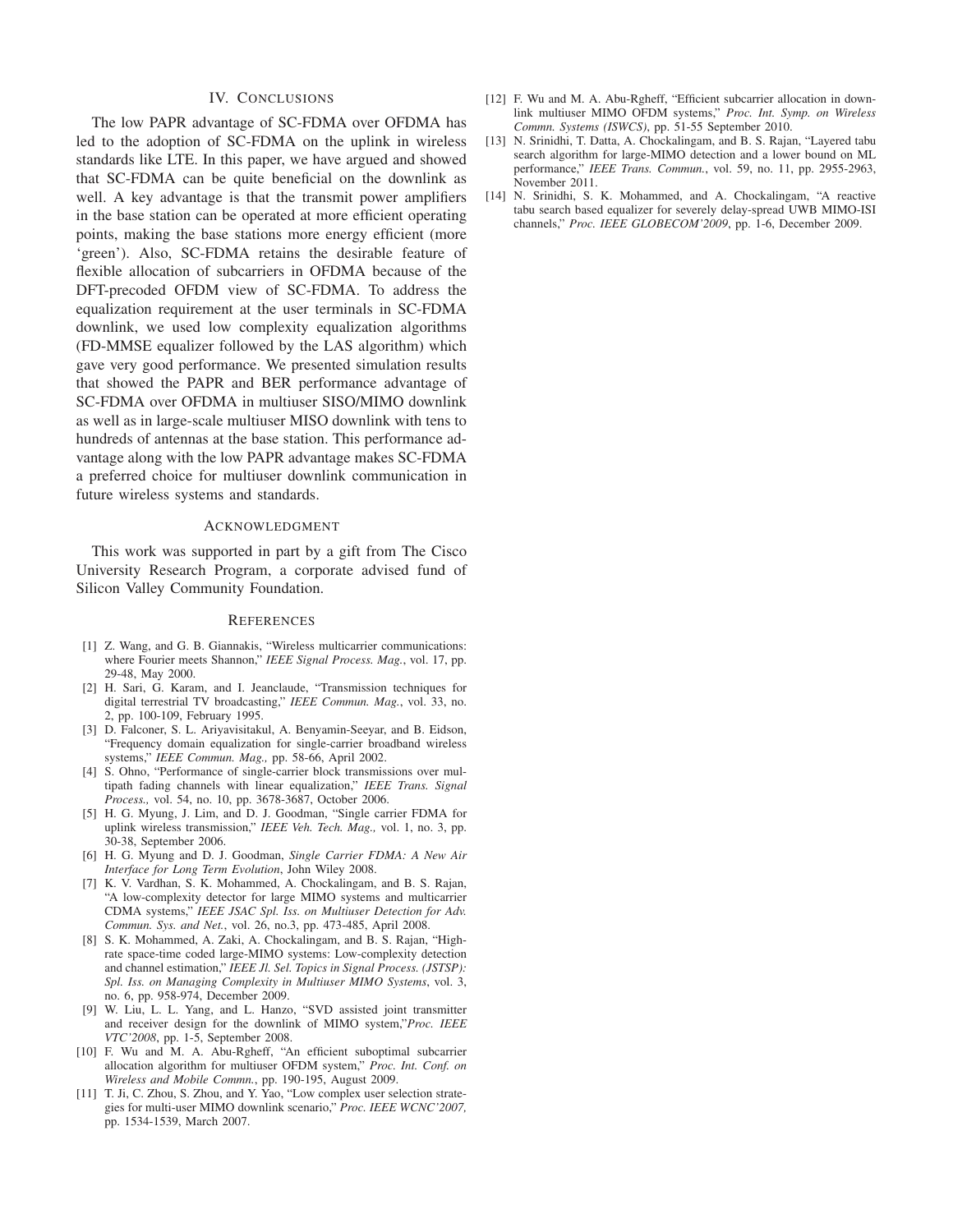## IV. Conclusions

The low PAPR advantage of SC-FDMA over OFDMA has led to the adoption of SC-FDMA on the uplink in wireless standards like LTE. In this paper, we have argued and showed that SC-FDMA can be quite beneficial on the downlink as well. A key advantage is that the transmit power amplifiers in the base station can be operated at more efficient operating points, making the base stations more energy efficient (more 'green'). Also, SC-FDMA retains the desirable feature of flexible allocation of subcarriers in OFDMA because of the DFT-precoded OFDM view of SC-FDMA. To address the equalization requirement at the user terminals in SC-FDMA downlink, we used low complexity equalization algorithms (FD-MMSE equalizer followed by the LAS algorithm) which gave very good performance. We presented simulation results that showed the PAPR and BER performance advantage of SC-FDMA over OFDMA in multiuser SISO/MIMO downlink as well as in large-scale multiuser MISO downlink with tens to hundreds of antennas at the base station. This performance advantage along with the low PAPR advantage makes SC-FDMA a preferred choice for multiuser downlink communication in future wireless systems and standards.

## Acknowledgment

This work was supported in part by a gift from The Cisco University Research Program, a corporate advised fund of Silicon Valley Community Foundation.

## References

[1] Z. Wang, and G. B. Giannakis, "Wireless multicarrier communications: where Fourier meets Shannon," *IEEE Signal Process. Mag.*, vol. 17, pp. 29-48, May 2000.

[2] H. Sari, G. Karam, and I. Jeanclaude, "Transmission techniques for digital terrestrial TV broadcasting," *IEEE Commun. Mag.*, vol. 33, no. 2, pp. 100-109, February 1995.

[3] D. Falconer, S. L. Ariyavisitakul, A. Benyamin-Seeyar, and B. Eidson, "Frequency domain equalization for single-carrier broadband wireless systems," *IEEE Commun. Mag.,* pp. 58-66, April 2002.

[4] S. Ohno, "Performance of single-carrier block transmissions over multipath fading channels with linear equalization," *IEEE Trans. Signal Process.,* vol. 54, no. 10, pp. 3678-3687, October 2006.

[5] H. G. Myung, J. Lim, and D. J. Goodman, "Single carrier FDMA for uplink wireless transmission," *IEEE Veh. Tech. Mag.,* vol. 1, no. 3, pp. 30-38, September 2006.

[6] H. G. Myung and D. J. Goodman, *Single Carrier FDMA: A New Air Interface for Long Term Evolution*, John Wiley 2008.

[7] K. V. Vardhan, S. K. Mohammed, A. Chockalingam, and B. S. Rajan, "A low-complexity detector for large MIMO systems and multicarrier CDMA systems," *IEEE JSAC Spl. Iss. on Multiuser Detection for Adv. Commun. Sys. and Net.*, vol. 26, no.3, pp. 473-485, April 2008.

[8] S. K. Mohammed, A. Zaki, A. Chockalingam, and B. S. Rajan, "High-rate space-time coded large-MIMO systems: Low-complexity detection and channel estimation," *IEEE Jl. Sel. Topics in Signal Process. (JSTSP): Spl. Iss. on Managing Complexity in Multiuser MIMO Systems*, vol. 3, no. 6, pp. 958-974, December 2009.

[9] W. Liu, L. L. Yang, and L. Hanzo, "SVD assisted joint transmitter and receiver design for the downlink of MIMO system,"*Proc. IEEE VTC'2008*, pp. 1-5, September 2008.

[10] F. Wu and M. A. Abu-Rgheff, "An efficient suboptimal subcarrier allocation algorithm for multiuser OFDM system," *Proc. Int. Conf. on Wireless and Mobile Commn.*, pp. 190-195, August 2009.

[11] T. Ji, C. Zhou, S. Zhou, and Y. Yao, "Low complex user selection strategies for multi-user MIMO downlink scenario," *Proc. IEEE WCNC'2007,* pp. 1534-1539, March 2007.

[12] F. Wu and M. A. Abu-Rgheff, "Efficient subcarrier allocation in downlink multiuser MIMO OFDM systems," *Proc. Int. Symp. on Wireless Commn. Systems (ISWCS)*, pp. 51-55 September 2010.

[13] N. Srinidhi, T. Datta, A. Chockalingam, and B. S. Rajan, "Layered tabu search algorithm for large-MIMO detection and a lower bound on ML performance," *IEEE Trans. Commun.*, vol. 59, no. 11, pp. 2955-2963, November 2011.

[14] N. Srinidhi, S. K. Mohammed, and A. Chockalingam, "A reactive tabu search based equalizer for severely delay-spread UWB MIMO-ISI channels," *Proc. IEEE GLOBECOM'2009*, pp. 1-6, December 2009.